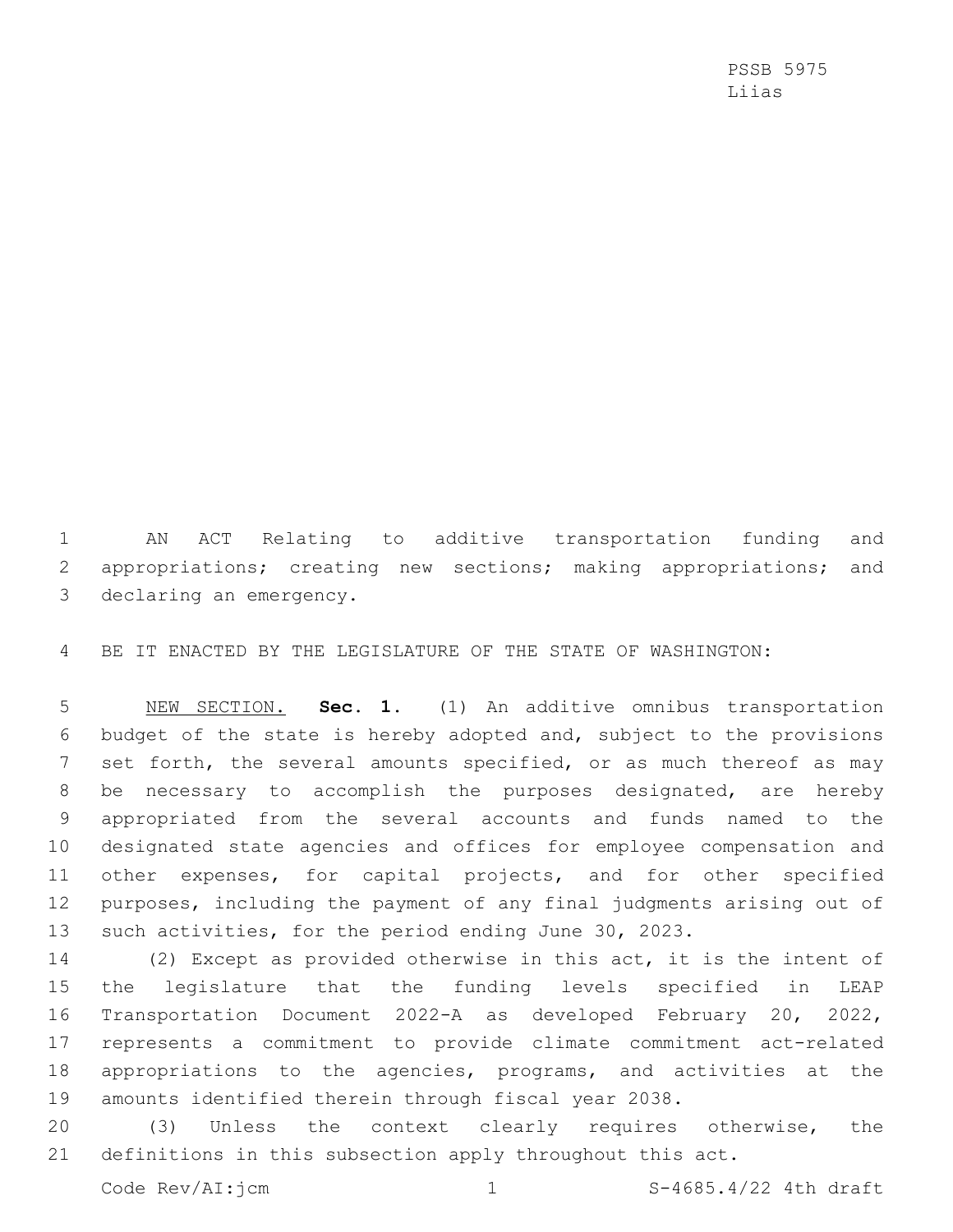PSSB 5975
Liias

AN ACT Relating to additive transportation funding and appropriations; creating new sections; making appropriations; and declaring an emergency.

BE IT ENACTED BY THE LEGISLATURE OF THE STATE OF WASHINGTON:

NEW SECTION. **Sec. 1.** (1) An additive omnibus transportation budget of the state is hereby adopted and, subject to the provisions set forth, the several amounts specified, or as much thereof as may be necessary to accomplish the purposes designated, are hereby appropriated from the several accounts and funds named to the designated state agencies and offices for employee compensation and other expenses, for capital projects, and for other specified purposes, including the payment of any final judgments arising out of such activities, for the period ending June 30, 2023.

(2) Except as provided otherwise in this act, it is the intent of the legislature that the funding levels specified in LEAP Transportation Document 2022-A as developed February 20, 2022, represents a commitment to provide climate commitment act-related appropriations to the agencies, programs, and activities at the amounts identified therein through fiscal year 2038.

(3) Unless the context clearly requires otherwise, the definitions in this subsection apply throughout this act.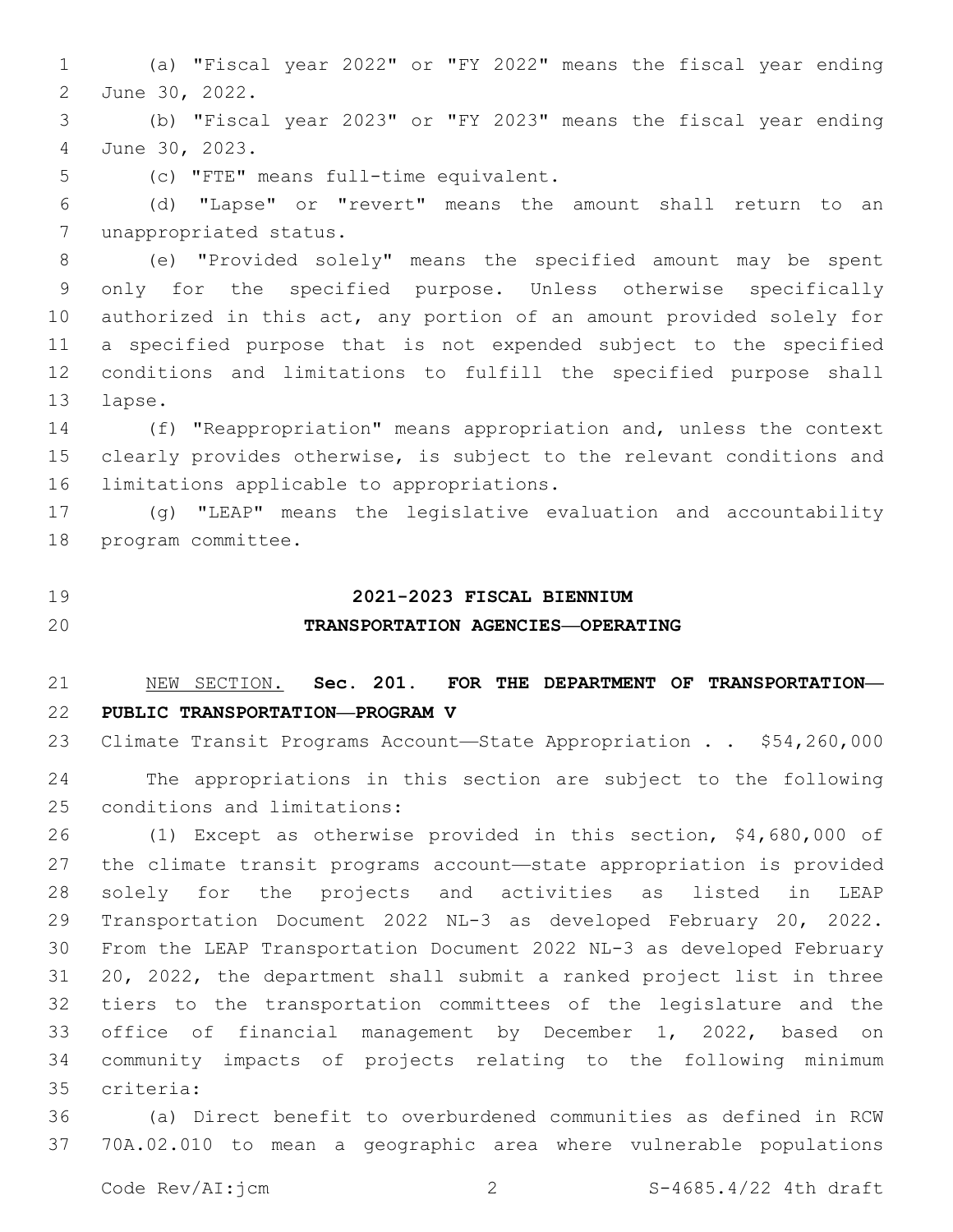(a) "Fiscal year 2022" or "FY 2022" means the fiscal year ending June 30, 2022.

(b) "Fiscal year 2023" or "FY 2023" means the fiscal year ending June 30, 2023.

(c) "FTE" means full-time equivalent.

(d) "Lapse" or "revert" means the amount shall return to an unappropriated status.

(e) "Provided solely" means the specified amount may be spent only for the specified purpose. Unless otherwise specifically authorized in this act, any portion of an amount provided solely for a specified purpose that is not expended subject to the specified conditions and limitations to fulfill the specified purpose shall lapse.

(f) "Reappropriation" means appropriation and, unless the context clearly provides otherwise, is subject to the relevant conditions and limitations applicable to appropriations.

(g) "LEAP" means the legislative evaluation and accountability program committee.

## 2021-2023 FISCAL BIENNIUM

## TRANSPORTATION AGENCIES—OPERATING

NEW SECTION. **Sec. 201. FOR THE DEPARTMENT OF TRANSPORTATION—PUBLIC TRANSPORTATION—PROGRAM V**

Climate Transit Programs Account—State Appropriation . . $54,260,000

The appropriations in this section are subject to the following conditions and limitations:

(1) Except as otherwise provided in this section, $4,680,000 of the climate transit programs account—state appropriation is provided solely for the projects and activities as listed in LEAP Transportation Document 2022 NL-3 as developed February 20, 2022. From the LEAP Transportation Document 2022 NL-3 as developed February 20, 2022, the department shall submit a ranked project list in three tiers to the transportation committees of the legislature and the office of financial management by December 1, 2022, based on community impacts of projects relating to the following minimum criteria:

(a) Direct benefit to overburdened communities as defined in RCW 70A.02.010 to mean a geographic area where vulnerable populations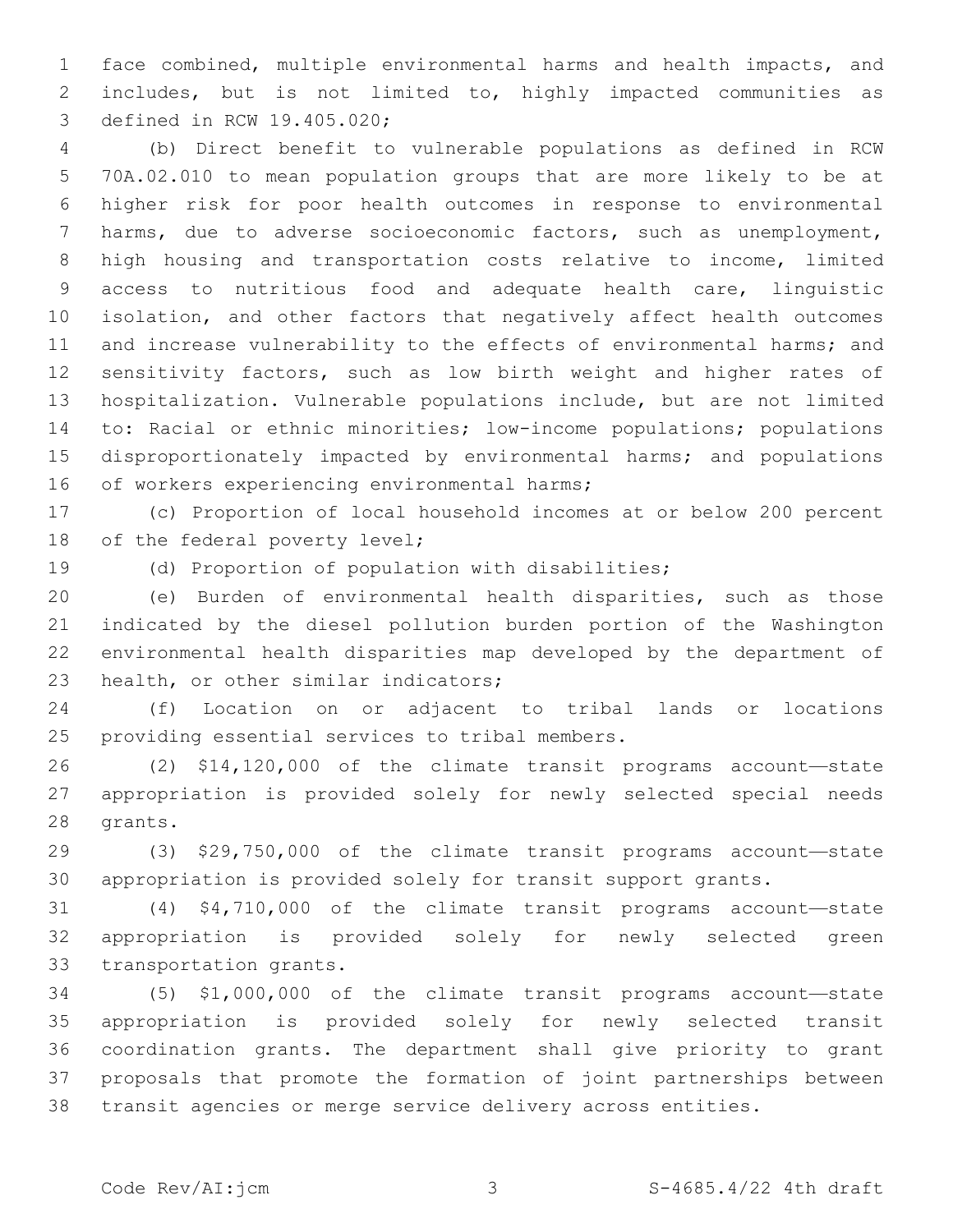face combined, multiple environmental harms and health impacts, and includes, but is not limited to, highly impacted communities as defined in RCW 19.405.020;

(b) Direct benefit to vulnerable populations as defined in RCW 70A.02.010 to mean population groups that are more likely to be at higher risk for poor health outcomes in response to environmental harms, due to adverse socioeconomic factors, such as unemployment, high housing and transportation costs relative to income, limited access to nutritious food and adequate health care, linguistic isolation, and other factors that negatively affect health outcomes and increase vulnerability to the effects of environmental harms; and sensitivity factors, such as low birth weight and higher rates of hospitalization. Vulnerable populations include, but are not limited to: Racial or ethnic minorities; low-income populations; populations disproportionately impacted by environmental harms; and populations of workers experiencing environmental harms;

(c) Proportion of local household incomes at or below 200 percent of the federal poverty level;

(d) Proportion of population with disabilities;

(e) Burden of environmental health disparities, such as those indicated by the diesel pollution burden portion of the Washington environmental health disparities map developed by the department of health, or other similar indicators;

(f) Location on or adjacent to tribal lands or locations providing essential services to tribal members.

(2) $14,120,000 of the climate transit programs account—state appropriation is provided solely for newly selected special needs grants.

(3) $29,750,000 of the climate transit programs account—state appropriation is provided solely for transit support grants.

(4) $4,710,000 of the climate transit programs account—state appropriation is provided solely for newly selected green transportation grants.

(5) $1,000,000 of the climate transit programs account—state appropriation is provided solely for newly selected transit coordination grants. The department shall give priority to grant proposals that promote the formation of joint partnerships between transit agencies or merge service delivery across entities.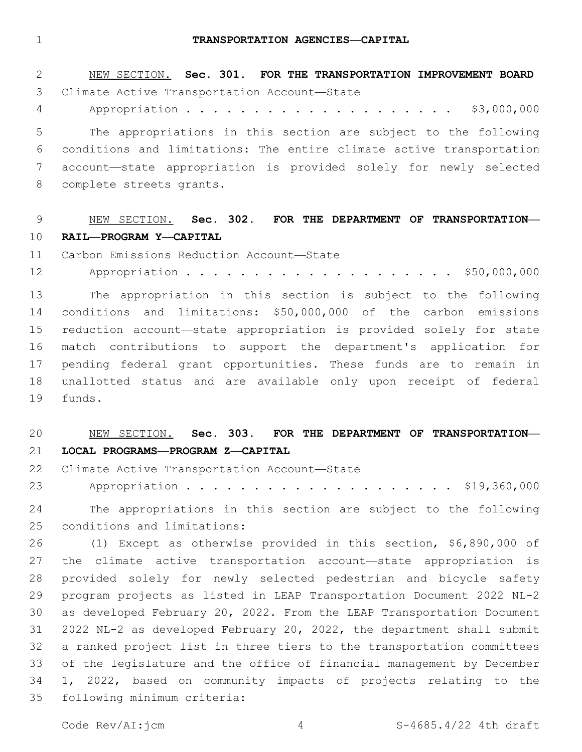# TRANSPORTATION AGENCIES—CAPITAL

NEW SECTION. **Sec. 301. FOR THE TRANSPORTATION IMPROVEMENT BOARD**

Climate Active Transportation Account—State
Appropriation . . . . . . . . . . . . . . . . . . . . . . $3,000,000

The appropriations in this section are subject to the following conditions and limitations: The entire climate active transportation account—state appropriation is provided solely for newly selected complete streets grants.

NEW SECTION. **Sec. 302. FOR THE DEPARTMENT OF TRANSPORTATION—RAIL—PROGRAM Y—CAPITAL**

Carbon Emissions Reduction Account—State
Appropriation . . . . . . . . . . . . . . . . . . . . . $50,000,000

The appropriation in this section is subject to the following conditions and limitations: $50,000,000 of the carbon emissions reduction account—state appropriation is provided solely for state match contributions to support the department's application for pending federal grant opportunities. These funds are to remain in unallotted status and are available only upon receipt of federal funds.

NEW SECTION. **Sec. 303. FOR THE DEPARTMENT OF TRANSPORTATION—LOCAL PROGRAMS—PROGRAM Z—CAPITAL**

Climate Active Transportation Account—State
Appropriation . . . . . . . . . . . . . . . . . . . . . $19,360,000

The appropriations in this section are subject to the following conditions and limitations:

(1) Except as otherwise provided in this section, $6,890,000 of the climate active transportation account—state appropriation is provided solely for newly selected pedestrian and bicycle safety program projects as listed in LEAP Transportation Document 2022 NL-2 as developed February 20, 2022. From the LEAP Transportation Document 2022 NL-2 as developed February 20, 2022, the department shall submit a ranked project list in three tiers to the transportation committees of the legislature and the office of financial management by December 1, 2022, based on community impacts of projects relating to the following minimum criteria: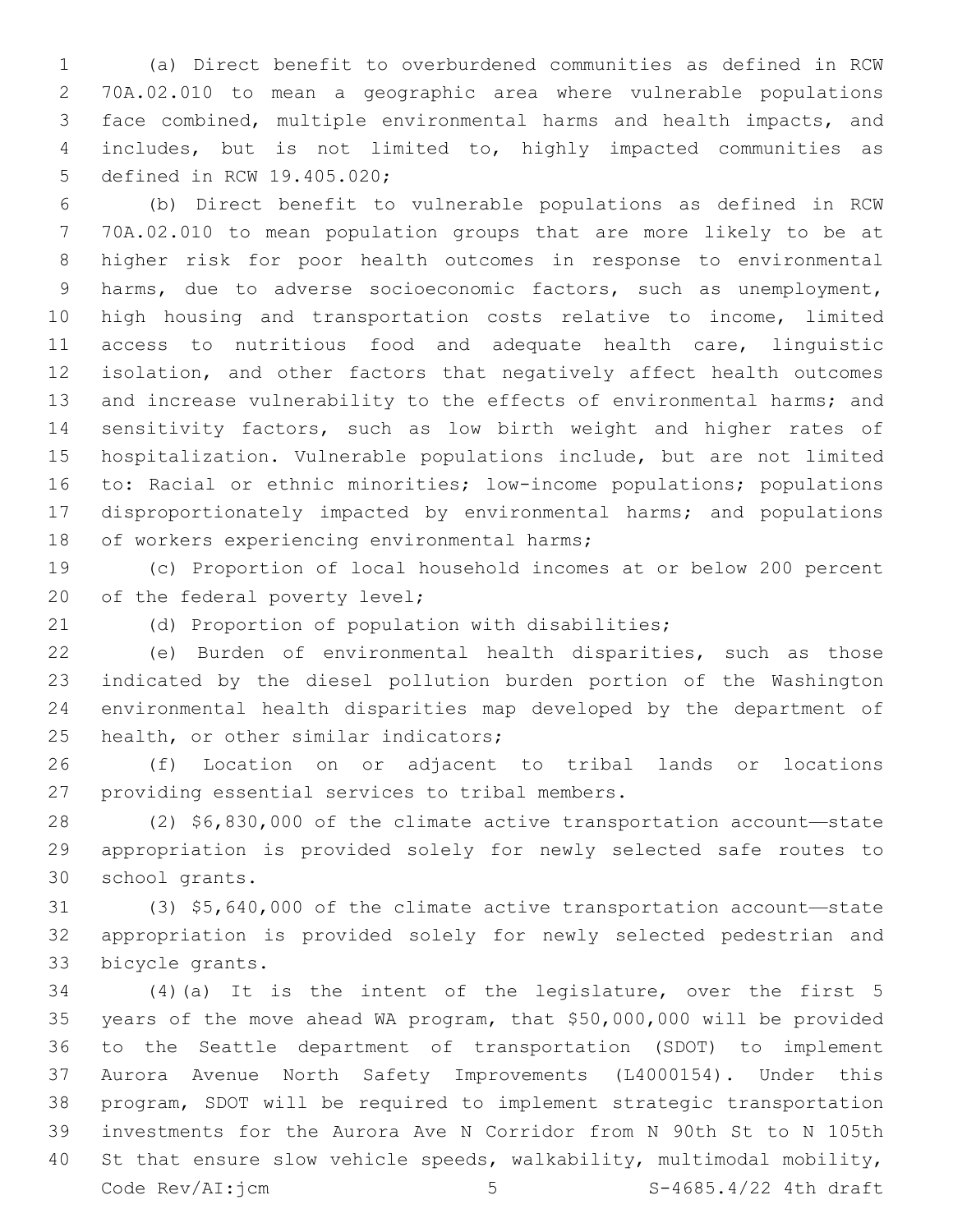(a) Direct benefit to overburdened communities as defined in RCW 70A.02.010 to mean a geographic area where vulnerable populations face combined, multiple environmental harms and health impacts, and includes, but is not limited to, highly impacted communities as defined in RCW 19.405.020;

(b) Direct benefit to vulnerable populations as defined in RCW 70A.02.010 to mean population groups that are more likely to be at higher risk for poor health outcomes in response to environmental harms, due to adverse socioeconomic factors, such as unemployment, high housing and transportation costs relative to income, limited access to nutritious food and adequate health care, linguistic isolation, and other factors that negatively affect health outcomes and increase vulnerability to the effects of environmental harms; and sensitivity factors, such as low birth weight and higher rates of hospitalization. Vulnerable populations include, but are not limited to: Racial or ethnic minorities; low-income populations; populations disproportionately impacted by environmental harms; and populations of workers experiencing environmental harms;

(c) Proportion of local household incomes at or below 200 percent of the federal poverty level;

(d) Proportion of population with disabilities;

(e) Burden of environmental health disparities, such as those indicated by the diesel pollution burden portion of the Washington environmental health disparities map developed by the department of health, or other similar indicators;

(f) Location on or adjacent to tribal lands or locations providing essential services to tribal members.

(2) $6,830,000 of the climate active transportation account—state appropriation is provided solely for newly selected safe routes to school grants.

(3) $5,640,000 of the climate active transportation account—state appropriation is provided solely for newly selected pedestrian and bicycle grants.

(4)(a) It is the intent of the legislature, over the first 5 years of the move ahead WA program, that $50,000,000 will be provided to the Seattle department of transportation (SDOT) to implement Aurora Avenue North Safety Improvements (L4000154). Under this program, SDOT will be required to implement strategic transportation investments for the Aurora Ave N Corridor from N 90th St to N 105th St that ensure slow vehicle speeds, walkability, multimodal mobility,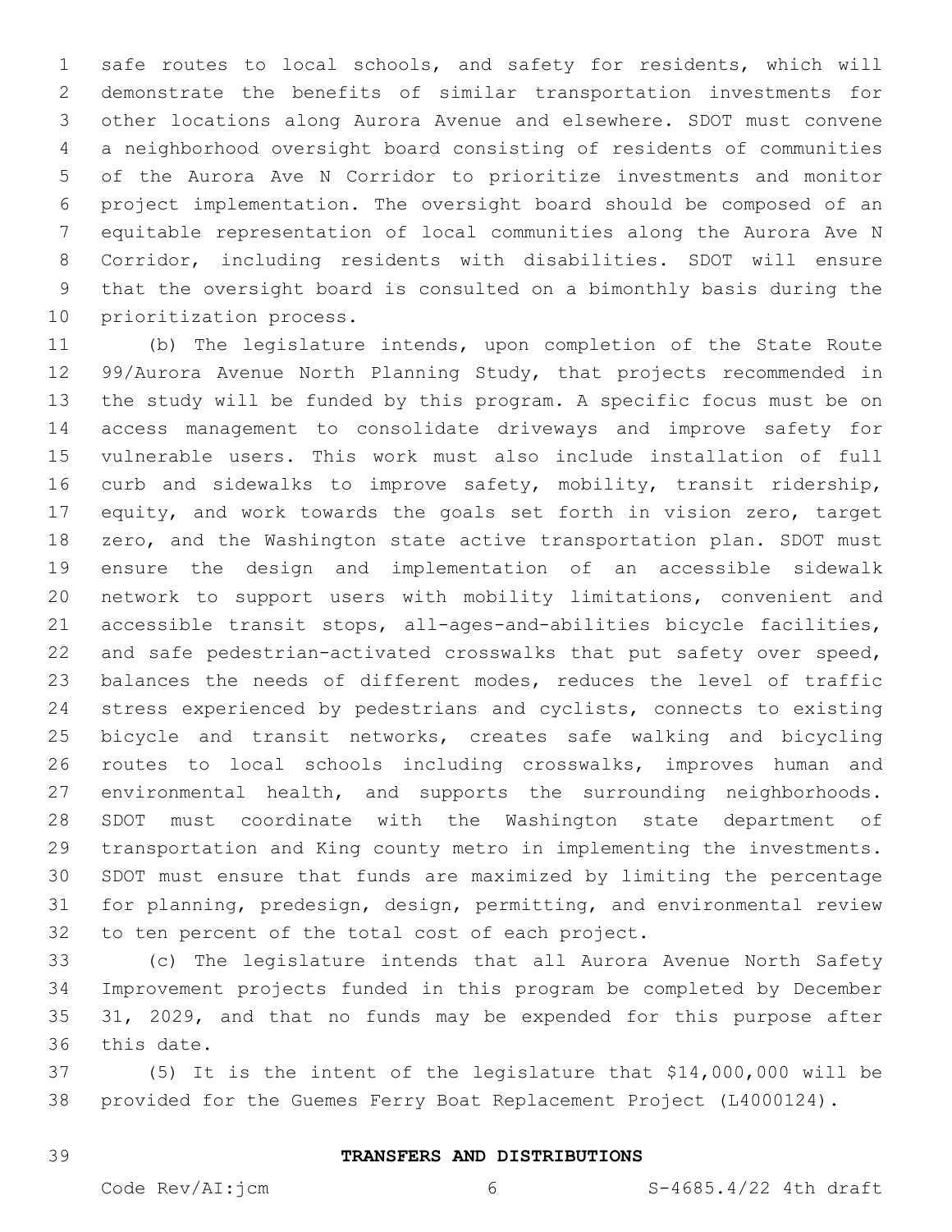safe routes to local schools, and safety for residents, which will demonstrate the benefits of similar transportation investments for other locations along Aurora Avenue and elsewhere. SDOT must convene a neighborhood oversight board consisting of residents of communities of the Aurora Ave N Corridor to prioritize investments and monitor project implementation. The oversight board should be composed of an equitable representation of local communities along the Aurora Ave N Corridor, including residents with disabilities. SDOT will ensure that the oversight board is consulted on a bimonthly basis during the prioritization process.

(b) The legislature intends, upon completion of the State Route 99/Aurora Avenue North Planning Study, that projects recommended in the study will be funded by this program. A specific focus must be on access management to consolidate driveways and improve safety for vulnerable users. This work must also include installation of full curb and sidewalks to improve safety, mobility, transit ridership, equity, and work towards the goals set forth in vision zero, target zero, and the Washington state active transportation plan. SDOT must ensure the design and implementation of an accessible sidewalk network to support users with mobility limitations, convenient and accessible transit stops, all-ages-and-abilities bicycle facilities, and safe pedestrian-activated crosswalks that put safety over speed, balances the needs of different modes, reduces the level of traffic stress experienced by pedestrians and cyclists, connects to existing bicycle and transit networks, creates safe walking and bicycling routes to local schools including crosswalks, improves human and environmental health, and supports the surrounding neighborhoods. SDOT must coordinate with the Washington state department of transportation and King county metro in implementing the investments. SDOT must ensure that funds are maximized by limiting the percentage for planning, predesign, design, permitting, and environmental review to ten percent of the total cost of each project.

(c) The legislature intends that all Aurora Avenue North Safety Improvement projects funded in this program be completed by December 31, 2029, and that no funds may be expended for this purpose after this date.

(5) It is the intent of the legislature that $14,000,000 will be provided for the Guemes Ferry Boat Replacement Project (L4000124).

**TRANSFERS AND DISTRIBUTIONS**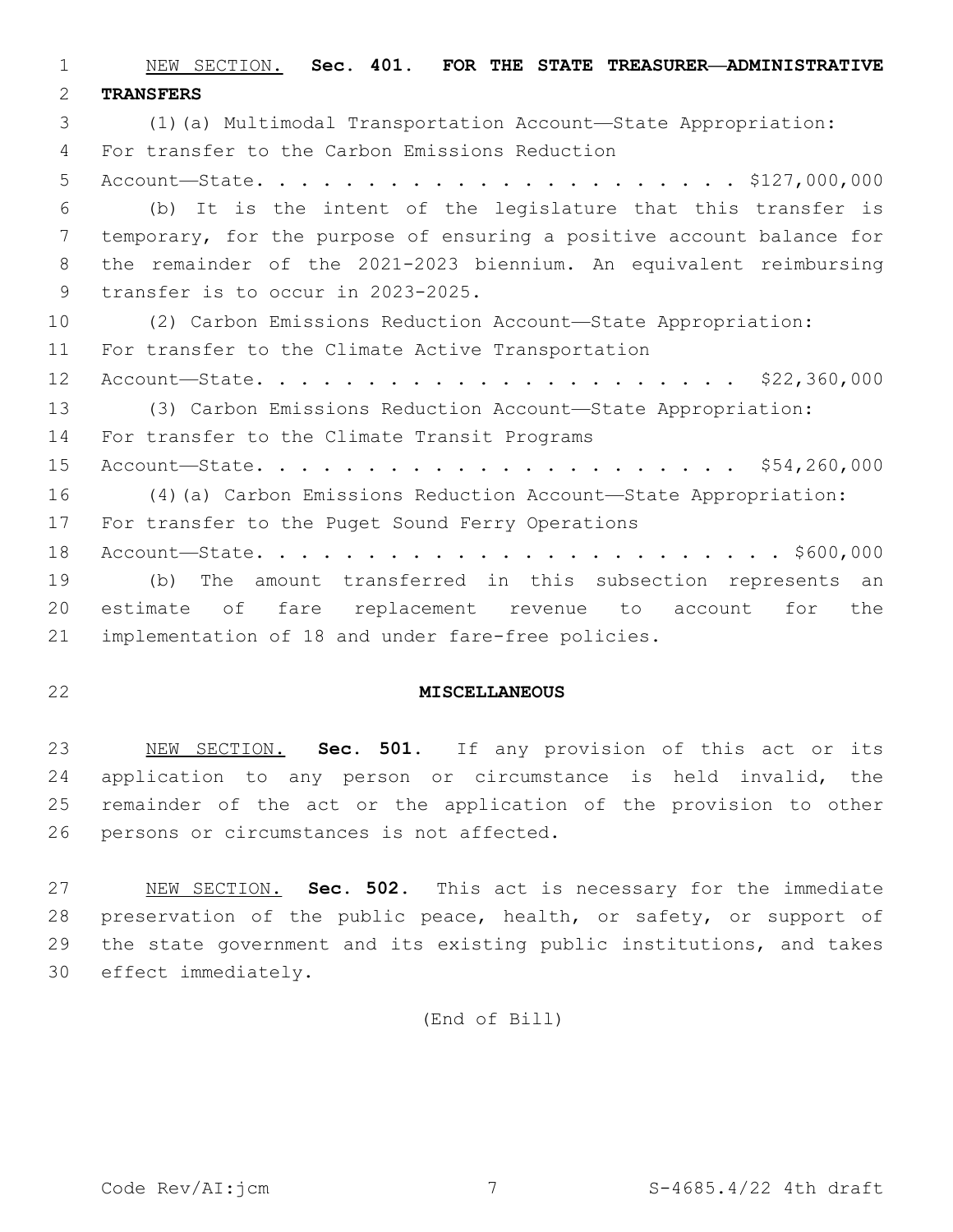NEW SECTION. **Sec. 401. FOR THE STATE TREASURER—ADMINISTRATIVE TRANSFERS**

(1)(a) Multimodal Transportation Account—State Appropriation: For transfer to the Carbon Emissions Reduction Account—State. . . . . . . . . . . . . . . . . . . . . . . $127,000,000

(b) It is the intent of the legislature that this transfer is temporary, for the purpose of ensuring a positive account balance for the remainder of the 2021-2023 biennium. An equivalent reimbursing transfer is to occur in 2023-2025.

(2) Carbon Emissions Reduction Account—State Appropriation: For transfer to the Climate Active Transportation Account—State. . . . . . . . . . . . . . . . . . . . . . $22,360,000

(3) Carbon Emissions Reduction Account—State Appropriation: For transfer to the Climate Transit Programs Account—State. . . . . . . . . . . . . . . . . . . . . . $54,260,000

(4)(a) Carbon Emissions Reduction Account—State Appropriation: For transfer to the Puget Sound Ferry Operations Account—State. . . . . . . . . . . . . . . . . . . . . . . . . $600,000

(b) The amount transferred in this subsection represents an estimate of fare replacement revenue to account for the implementation of 18 and under fare-free policies.

**MISCELLANEOUS**

NEW SECTION. **Sec. 501.** If any provision of this act or its application to any person or circumstance is held invalid, the remainder of the act or the application of the provision to other persons or circumstances is not affected.

NEW SECTION. **Sec. 502.** This act is necessary for the immediate preservation of the public peace, health, or safety, or support of the state government and its existing public institutions, and takes effect immediately.

(End of Bill)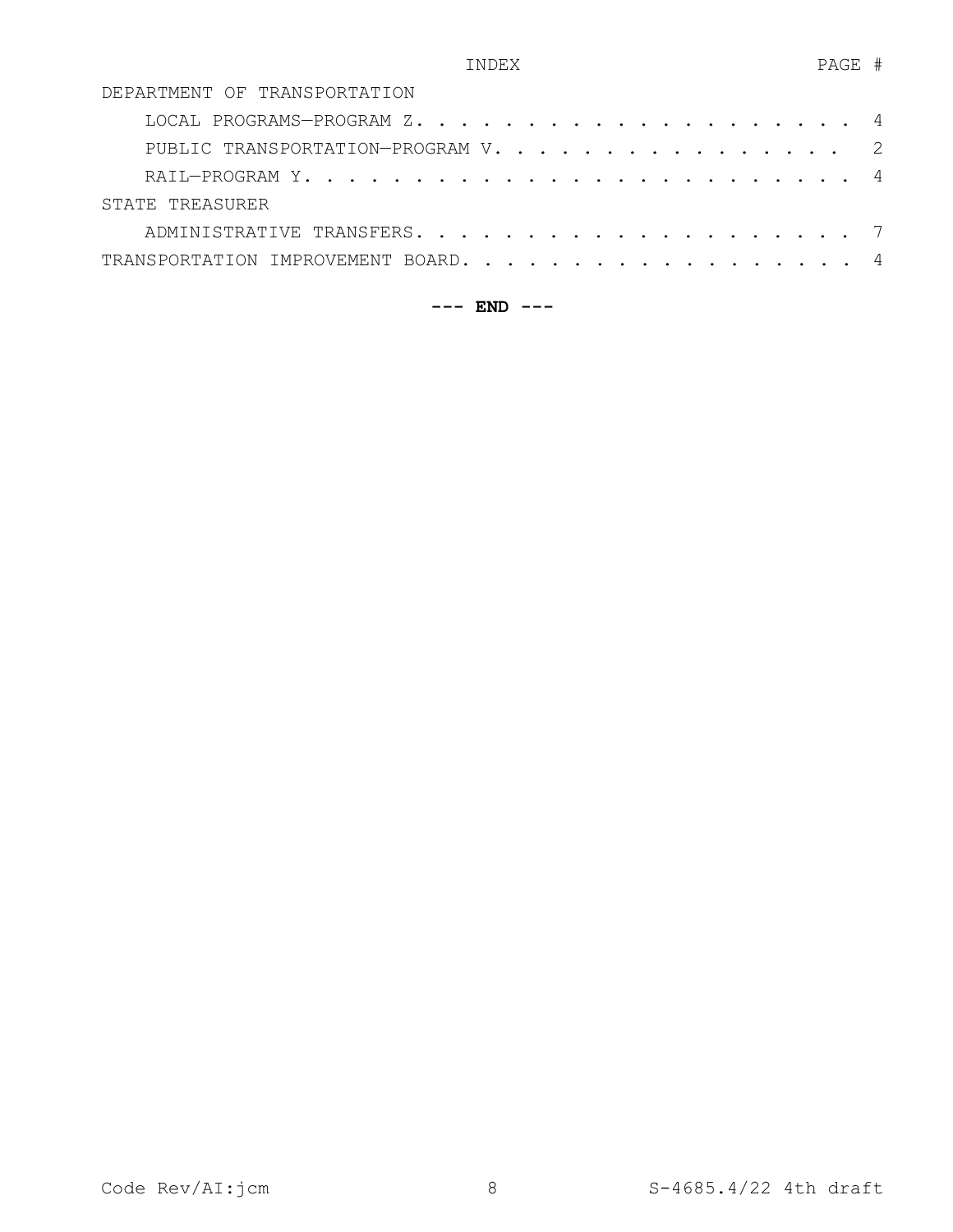| INDEX | PAGE # |
| --- | --- |
| DEPARTMENT OF TRANSPORTATION | |
| LOCAL PROGRAMS—PROGRAM Z | 4 |
| PUBLIC TRANSPORTATION—PROGRAM V | 2 |
| RAIL—PROGRAM Y | 4 |
| STATE TREASURER | |
| ADMINISTRATIVE TRANSFERS | 7 |
| TRANSPORTATION IMPROVEMENT BOARD | 4 |

**--- END ---**